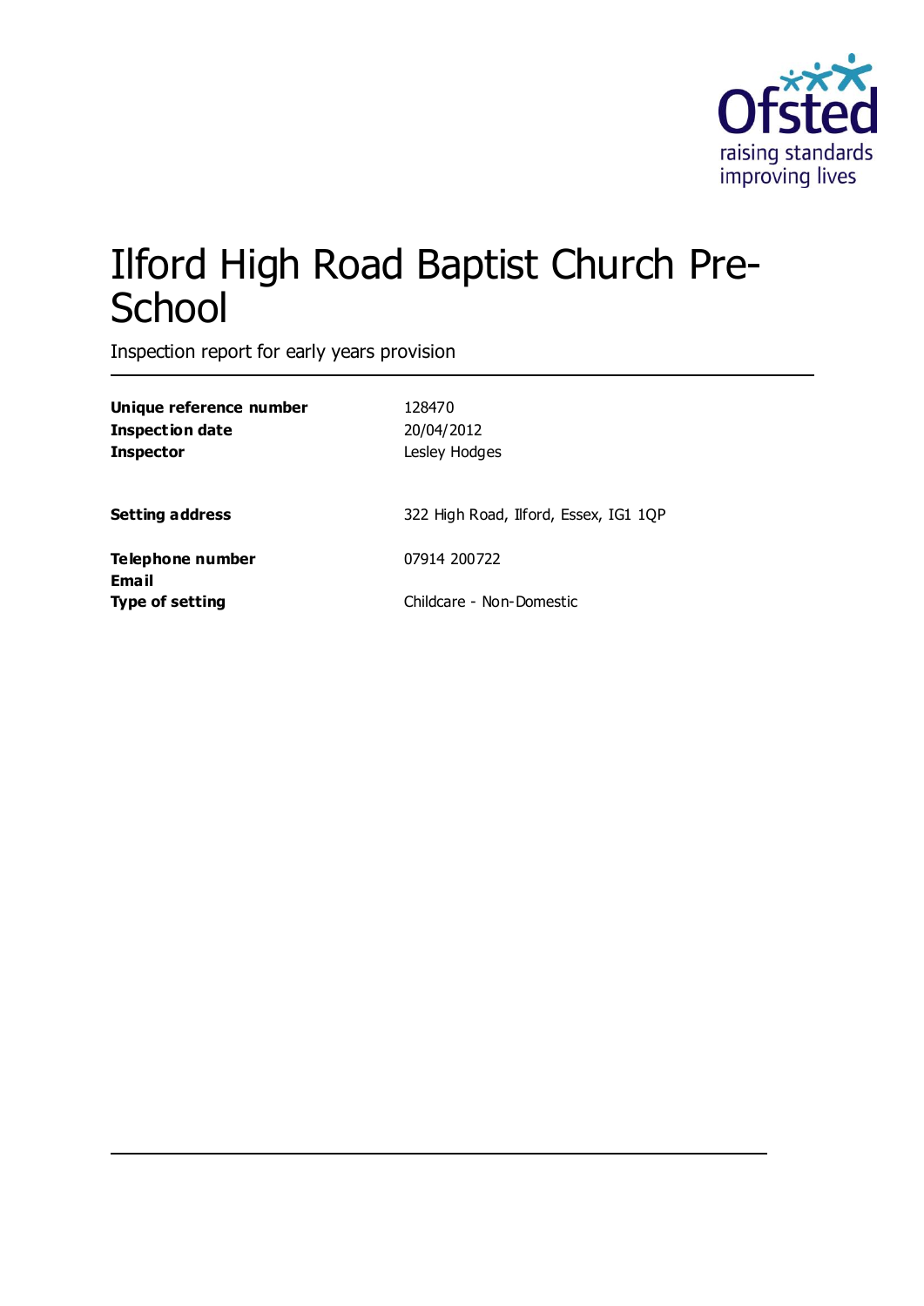Ofsted
raising standards
improving lives

# Ilford High Road Baptist Church Pre-School

Inspection report for early years provision

| | |
|---|---|
| **Unique reference number** | 128470 |
| **Inspection date** | 20/04/2012 |
| **Inspector** | Lesley Hodges |
| | |
| **Setting address** | 322 High Road, Ilford, Essex, IG1 1QP |
| | |
| **Telephone number** | 07914 200722 |
| **Email** | |
| **Type of setting** | Childcare - Non-Domestic |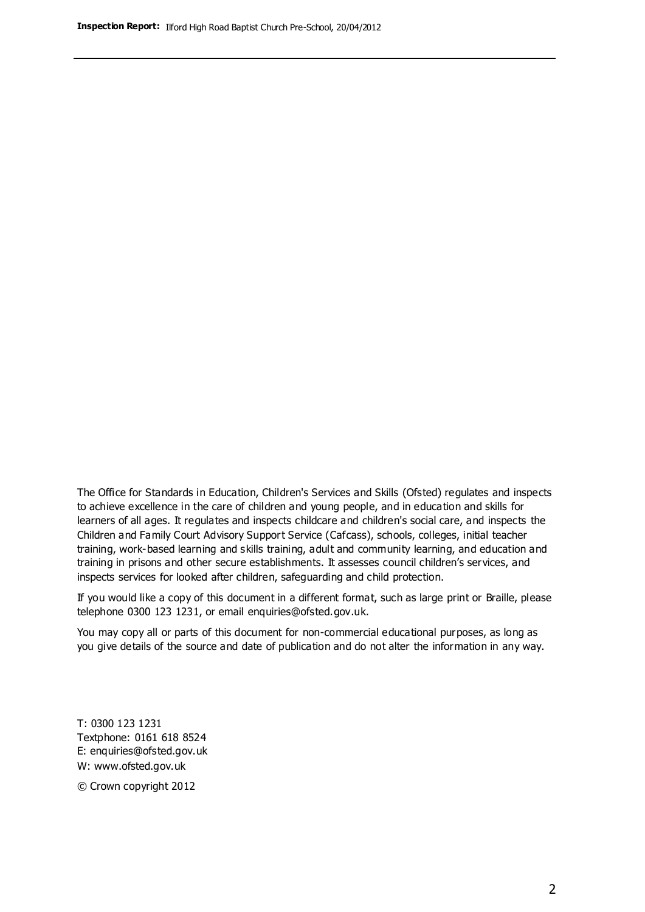The Office for Standards in Education, Children's Services and Skills (Ofsted) regulates and inspects to achieve excellence in the care of children and young people, and in education and skills for learners of all ages. It regulates and inspects childcare and children's social care, and inspects the Children and Family Court Advisory Support Service (Cafcass), schools, colleges, initial teacher training, work-based learning and skills training, adult and community learning, and education and training in prisons and other secure establishments. It assesses council children's services, and inspects services for looked after children, safeguarding and child protection.

If you would like a copy of this document in a different format, such as large print or Braille, please telephone 0300 123 1231, or email enquiries@ofsted.gov.uk.

You may copy all or parts of this document for non-commercial educational purposes, as long as you give details of the source and date of publication and do not alter the information in any way.

T: 0300 123 1231
Textphone: 0161 618 8524
E: enquiries@ofsted.gov.uk
W: www.ofsted.gov.uk

© Crown copyright 2012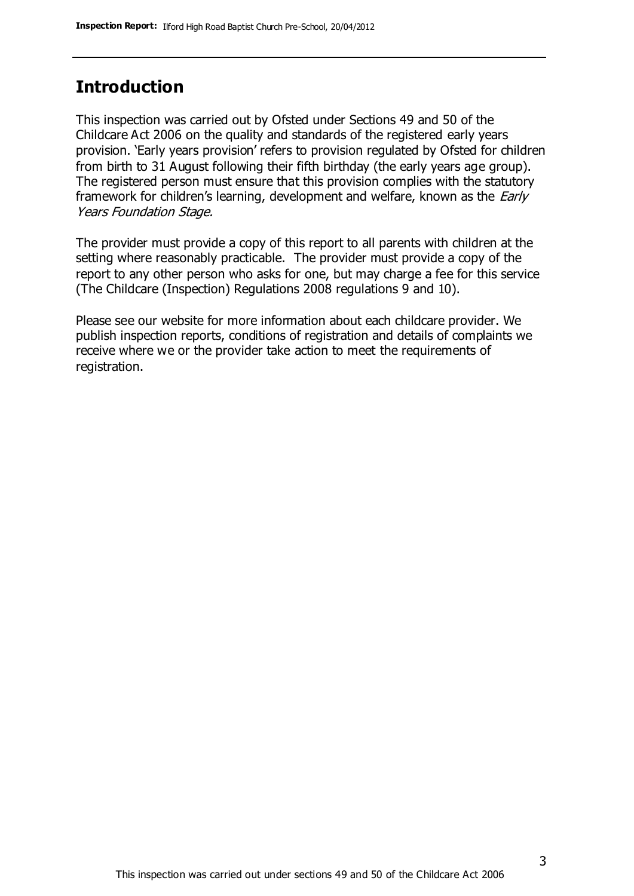## Introduction

This inspection was carried out by Ofsted under Sections 49 and 50 of the Childcare Act 2006 on the quality and standards of the registered early years provision. 'Early years provision' refers to provision regulated by Ofsted for children from birth to 31 August following their fifth birthday (the early years age group). The registered person must ensure that this provision complies with the statutory framework for children's learning, development and welfare, known as the *Early Years Foundation Stage.*

The provider must provide a copy of this report to all parents with children at the setting where reasonably practicable. The provider must provide a copy of the report to any other person who asks for one, but may charge a fee for this service (The Childcare (Inspection) Regulations 2008 regulations 9 and 10).

Please see our website for more information about each childcare provider. We publish inspection reports, conditions of registration and details of complaints we receive where we or the provider take action to meet the requirements of registration.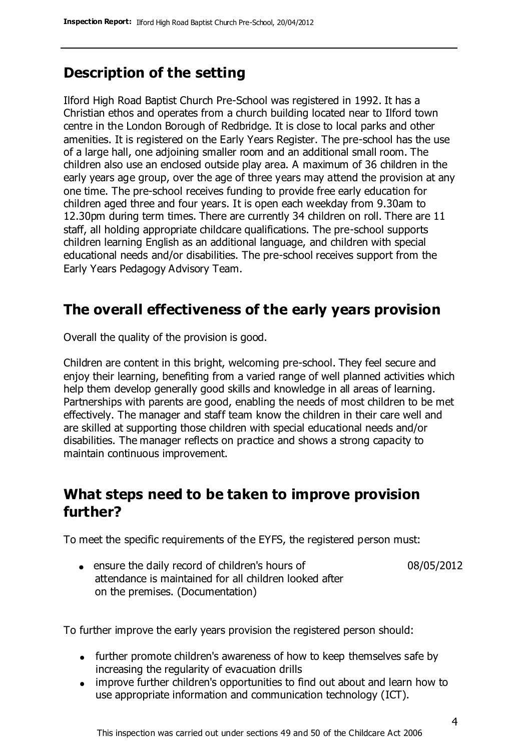## Description of the setting

Ilford High Road Baptist Church Pre-School was registered in 1992. It has a Christian ethos and operates from a church building located near to Ilford town centre in the London Borough of Redbridge. It is close to local parks and other amenities. It is registered on the Early Years Register. The pre-school has the use of a large hall, one adjoining smaller room and an additional small room. The children also use an enclosed outside play area. A maximum of 36 children in the early years age group, over the age of three years may attend the provision at any one time. The pre-school receives funding to provide free early education for children aged three and four years. It is open each weekday from 9.30am to 12.30pm during term times. There are currently 34 children on roll. There are 11 staff, all holding appropriate childcare qualifications. The pre-school supports children learning English as an additional language, and children with special educational needs and/or disabilities. The pre-school receives support from the Early Years Pedagogy Advisory Team.

## The overall effectiveness of the early years provision

Overall the quality of the provision is good.

Children are content in this bright, welcoming pre-school. They feel secure and enjoy their learning, benefiting from a varied range of well planned activities which help them develop generally good skills and knowledge in all areas of learning. Partnerships with parents are good, enabling the needs of most children to be met effectively. The manager and staff team know the children in their care well and are skilled at supporting those children with special educational needs and/or disabilities. The manager reflects on practice and shows a strong capacity to maintain continuous improvement.

## What steps need to be taken to improve provision further?

To meet the specific requirements of the EYFS, the registered person must:

- ensure the daily record of children's hours of attendance is maintained for all children looked after on the premises. (Documentation) — 08/05/2012

To further improve the early years provision the registered person should:

- further promote children's awareness of how to keep themselves safe by increasing the regularity of evacuation drills
- improve further children's opportunities to find out about and learn how to use appropriate information and communication technology (ICT).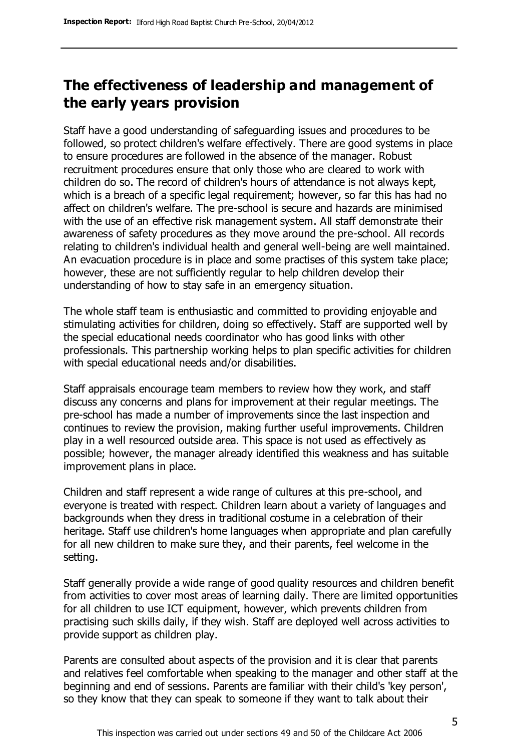## The effectiveness of leadership and management of the early years provision

Staff have a good understanding of safeguarding issues and procedures to be followed, so protect children's welfare effectively. There are good systems in place to ensure procedures are followed in the absence of the manager. Robust recruitment procedures ensure that only those who are cleared to work with children do so. The record of children's hours of attendance is not always kept, which is a breach of a specific legal requirement; however, so far this has had no affect on children's welfare. The pre-school is secure and hazards are minimised with the use of an effective risk management system. All staff demonstrate their awareness of safety procedures as they move around the pre-school. All records relating to children's individual health and general well-being are well maintained. An evacuation procedure is in place and some practises of this system take place; however, these are not sufficiently regular to help children develop their understanding of how to stay safe in an emergency situation.

The whole staff team is enthusiastic and committed to providing enjoyable and stimulating activities for children, doing so effectively. Staff are supported well by the special educational needs coordinator who has good links with other professionals. This partnership working helps to plan specific activities for children with special educational needs and/or disabilities.

Staff appraisals encourage team members to review how they work, and staff discuss any concerns and plans for improvement at their regular meetings. The pre-school has made a number of improvements since the last inspection and continues to review the provision, making further useful improvements. Children play in a well resourced outside area. This space is not used as effectively as possible; however, the manager already identified this weakness and has suitable improvement plans in place.

Children and staff represent a wide range of cultures at this pre-school, and everyone is treated with respect. Children learn about a variety of languages and backgrounds when they dress in traditional costume in a celebration of their heritage. Staff use children's home languages when appropriate and plan carefully for all new children to make sure they, and their parents, feel welcome in the setting.

Staff generally provide a wide range of good quality resources and children benefit from activities to cover most areas of learning daily. There are limited opportunities for all children to use ICT equipment, however, which prevents children from practising such skills daily, if they wish. Staff are deployed well across activities to provide support as children play.

Parents are consulted about aspects of the provision and it is clear that parents and relatives feel comfortable when speaking to the manager and other staff at the beginning and end of sessions. Parents are familiar with their child's 'key person', so they know that they can speak to someone if they want to talk about their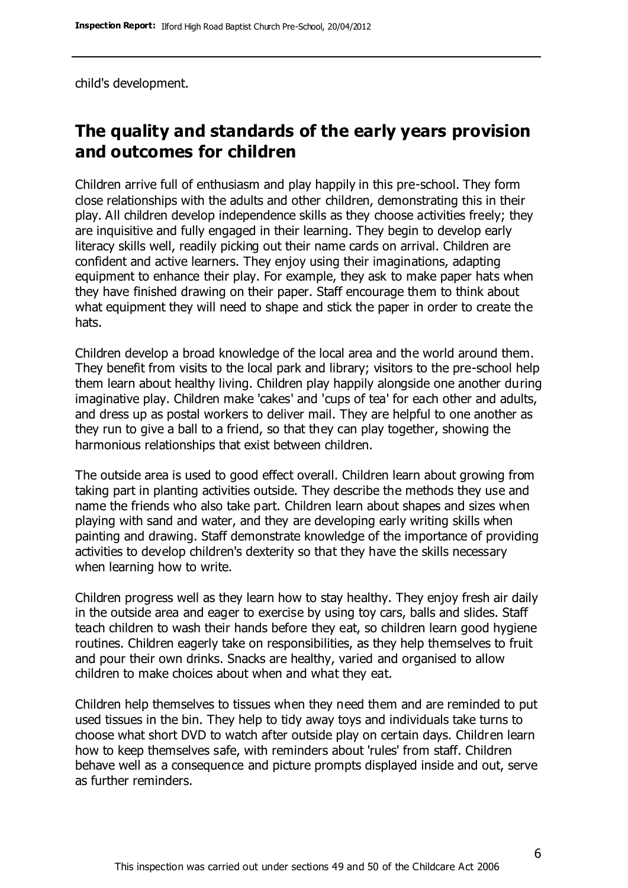child's development.

## The quality and standards of the early years provision and outcomes for children

Children arrive full of enthusiasm and play happily in this pre-school. They form close relationships with the adults and other children, demonstrating this in their play. All children develop independence skills as they choose activities freely; they are inquisitive and fully engaged in their learning. They begin to develop early literacy skills well, readily picking out their name cards on arrival. Children are confident and active learners. They enjoy using their imaginations, adapting equipment to enhance their play. For example, they ask to make paper hats when they have finished drawing on their paper. Staff encourage them to think about what equipment they will need to shape and stick the paper in order to create the hats.

Children develop a broad knowledge of the local area and the world around them. They benefit from visits to the local park and library; visitors to the pre-school help them learn about healthy living. Children play happily alongside one another during imaginative play. Children make 'cakes' and 'cups of tea' for each other and adults, and dress up as postal workers to deliver mail. They are helpful to one another as they run to give a ball to a friend, so that they can play together, showing the harmonious relationships that exist between children.

The outside area is used to good effect overall. Children learn about growing from taking part in planting activities outside. They describe the methods they use and name the friends who also take part. Children learn about shapes and sizes when playing with sand and water, and they are developing early writing skills when painting and drawing. Staff demonstrate knowledge of the importance of providing activities to develop children's dexterity so that they have the skills necessary when learning how to write.

Children progress well as they learn how to stay healthy. They enjoy fresh air daily in the outside area and eager to exercise by using toy cars, balls and slides. Staff teach children to wash their hands before they eat, so children learn good hygiene routines. Children eagerly take on responsibilities, as they help themselves to fruit and pour their own drinks. Snacks are healthy, varied and organised to allow children to make choices about when and what they eat.

Children help themselves to tissues when they need them and are reminded to put used tissues in the bin. They help to tidy away toys and individuals take turns to choose what short DVD to watch after outside play on certain days. Children learn how to keep themselves safe, with reminders about 'rules' from staff. Children behave well as a consequence and picture prompts displayed inside and out, serve as further reminders.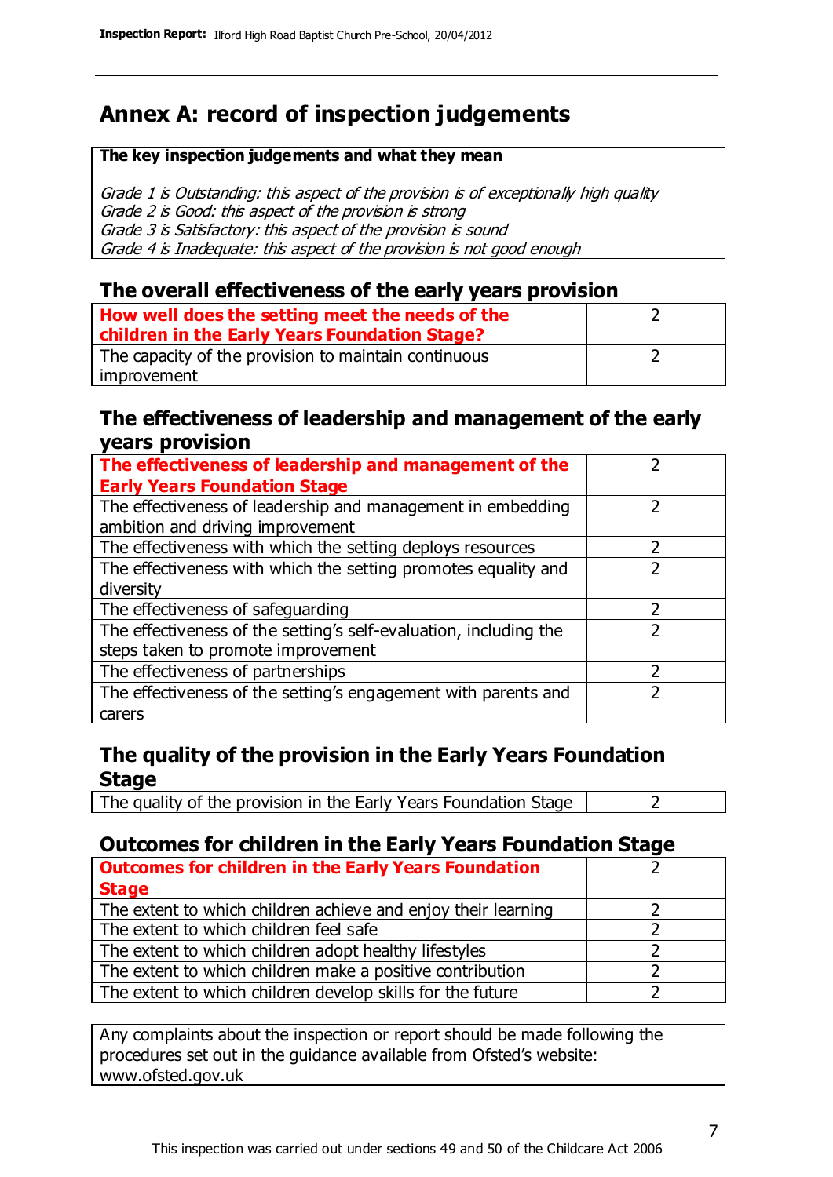# Annex A: record of inspection judgements

**The key inspection judgements and what they mean**

*Grade 1 is Outstanding: this aspect of the provision is of exceptionally high quality*
*Grade 2 is Good: this aspect of the provision is strong*
*Grade 3 is Satisfactory: this aspect of the provision is sound*
*Grade 4 is Inadequate: this aspect of the provision is not good enough*

## The overall effectiveness of the early years provision

| | |
|---|---|
| **How well does the setting meet the needs of the children in the Early Years Foundation Stage?** | 2 |
| The capacity of the provision to maintain continuous improvement | 2 |

## The effectiveness of leadership and management of the early years provision

| | |
|---|---|
| **The effectiveness of leadership and management of the Early Years Foundation Stage** | 2 |
| The effectiveness of leadership and management in embedding ambition and driving improvement | 2 |
| The effectiveness with which the setting deploys resources | 2 |
| The effectiveness with which the setting promotes equality and diversity | 2 |
| The effectiveness of safeguarding | 2 |
| The effectiveness of the setting's self-evaluation, including the steps taken to promote improvement | 2 |
| The effectiveness of partnerships | 2 |
| The effectiveness of the setting's engagement with parents and carers | 2 |

## The quality of the provision in the Early Years Foundation Stage

| | |
|---|---|
| The quality of the provision in the Early Years Foundation Stage | 2 |

## Outcomes for children in the Early Years Foundation Stage

| | |
|---|---|
| **Outcomes for children in the Early Years Foundation Stage** | 2 |
| The extent to which children achieve and enjoy their learning | 2 |
| The extent to which children feel safe | 2 |
| The extent to which children adopt healthy lifestyles | 2 |
| The extent to which children make a positive contribution | 2 |
| The extent to which children develop skills for the future | 2 |

Any complaints about the inspection or report should be made following the procedures set out in the guidance available from Ofsted's website: www.ofsted.gov.uk